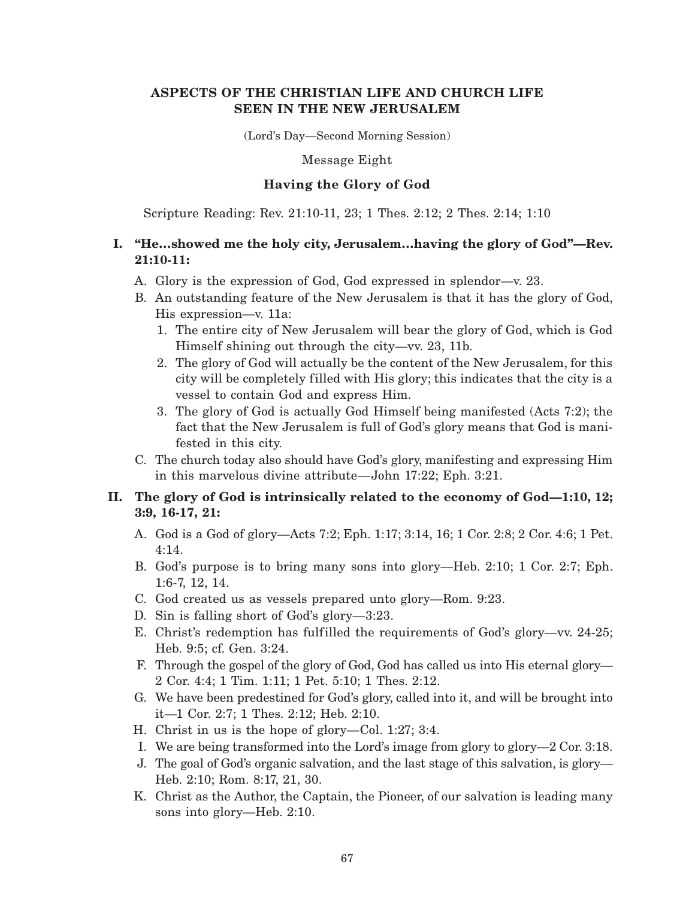# ASPECTS OF THE CHRISTIAN LIFE AND CHURCH LIFE SEEN IN THE NEW JERUSALEM

(Lord's Day—Second Morning Session)

Message Eight

## Having the Glory of God

Scripture Reading: Rev. 21:10-11, 23; 1 Thes. 2:12; 2 Thes. 2:14; 1:10

### I. "He...showed me the holy city, Jerusalem...having the glory of God"—Rev. 21:10-11:

A. Glory is the expression of God, God expressed in splendor—v. 23.

B. An outstanding feature of the New Jerusalem is that it has the glory of God, His expression—v. 11a:

1. The entire city of New Jerusalem will bear the glory of God, which is God Himself shining out through the city—vv. 23, 11b.
2. The glory of God will actually be the content of the New Jerusalem, for this city will be completely filled with His glory; this indicates that the city is a vessel to contain God and express Him.
3. The glory of God is actually God Himself being manifested (Acts 7:2); the fact that the New Jerusalem is full of God's glory means that God is manifested in this city.

C. The church today also should have God's glory, manifesting and expressing Him in this marvelous divine attribute—John 17:22; Eph. 3:21.

### II. The glory of God is intrinsically related to the economy of God—1:10, 12; 3:9, 16-17, 21:

A. God is a God of glory—Acts 7:2; Eph. 1:17; 3:14, 16; 1 Cor. 2:8; 2 Cor. 4:6; 1 Pet. 4:14.

B. God's purpose is to bring many sons into glory—Heb. 2:10; 1 Cor. 2:7; Eph. 1:6-7, 12, 14.

C. God created us as vessels prepared unto glory—Rom. 9:23.

D. Sin is falling short of God's glory—3:23.

E. Christ's redemption has fulfilled the requirements of God's glory—vv. 24-25; Heb. 9:5; cf. Gen. 3:24.

F. Through the gospel of the glory of God, God has called us into His eternal glory—2 Cor. 4:4; 1 Tim. 1:11; 1 Pet. 5:10; 1 Thes. 2:12.

G. We have been predestined for God's glory, called into it, and will be brought into it—1 Cor. 2:7; 1 Thes. 2:12; Heb. 2:10.

H. Christ in us is the hope of glory—Col. 1:27; 3:4.

I. We are being transformed into the Lord's image from glory to glory—2 Cor. 3:18.

J. The goal of God's organic salvation, and the last stage of this salvation, is glory—Heb. 2:10; Rom. 8:17, 21, 30.

K. Christ as the Author, the Captain, the Pioneer, of our salvation is leading many sons into glory—Heb. 2:10.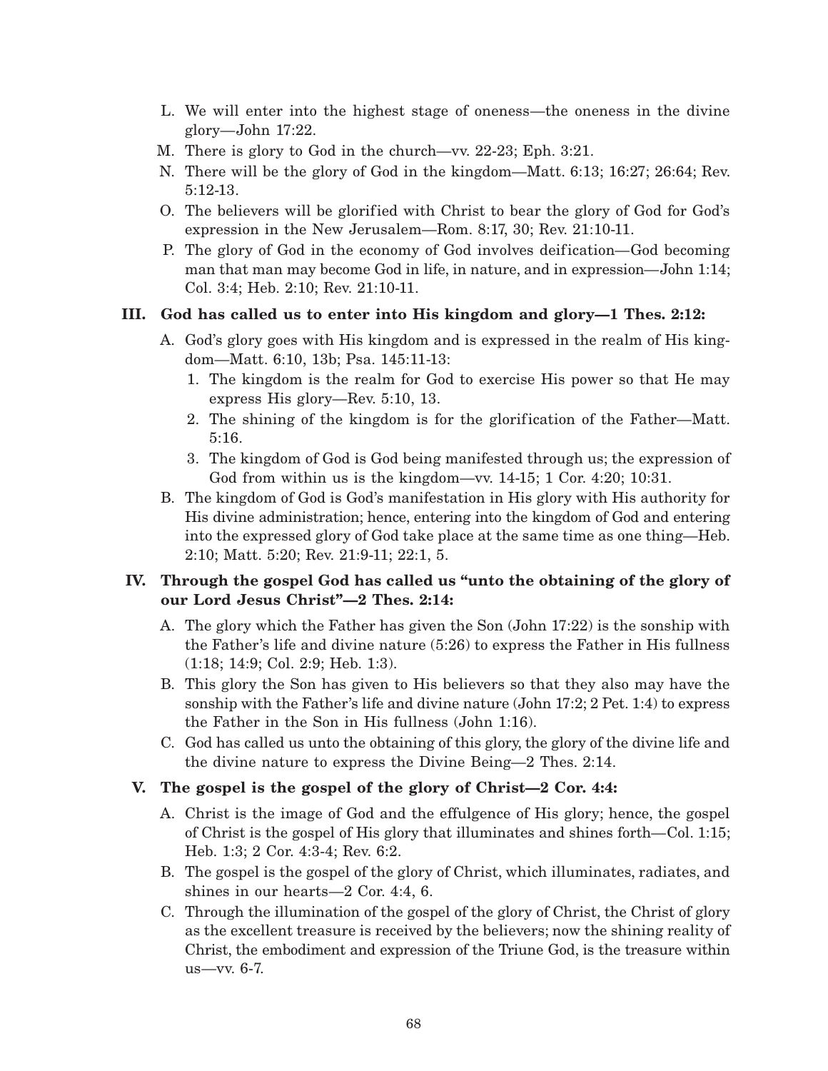L. We will enter into the highest stage of oneness—the oneness in the divine glory—John 17:22.

M. There is glory to God in the church—vv. 22-23; Eph. 3:21.

N. There will be the glory of God in the kingdom—Matt. 6:13; 16:27; 26:64; Rev. 5:12-13.

O. The believers will be glorified with Christ to bear the glory of God for God's expression in the New Jerusalem—Rom. 8:17, 30; Rev. 21:10-11.

P. The glory of God in the economy of God involves deification—God becoming man that man may become God in life, in nature, and in expression—John 1:14; Col. 3:4; Heb. 2:10; Rev. 21:10-11.

**III. God has called us to enter into His kingdom and glory—1 Thes. 2:12:**

A. God's glory goes with His kingdom and is expressed in the realm of His kingdom—Matt. 6:10, 13b; Psa. 145:11-13:

1. The kingdom is the realm for God to exercise His power so that He may express His glory—Rev. 5:10, 13.
2. The shining of the kingdom is for the glorification of the Father—Matt. 5:16.
3. The kingdom of God is God being manifested through us; the expression of God from within us is the kingdom—vv. 14-15; 1 Cor. 4:20; 10:31.

B. The kingdom of God is God's manifestation in His glory with His authority for His divine administration; hence, entering into the kingdom of God and entering into the expressed glory of God take place at the same time as one thing—Heb. 2:10; Matt. 5:20; Rev. 21:9-11; 22:1, 5.

**IV. Through the gospel God has called us "unto the obtaining of the glory of our Lord Jesus Christ"—2 Thes. 2:14:**

A. The glory which the Father has given the Son (John 17:22) is the sonship with the Father's life and divine nature (5:26) to express the Father in His fullness (1:18; 14:9; Col. 2:9; Heb. 1:3).

B. This glory the Son has given to His believers so that they also may have the sonship with the Father's life and divine nature (John 17:2; 2 Pet. 1:4) to express the Father in the Son in His fullness (John 1:16).

C. God has called us unto the obtaining of this glory, the glory of the divine life and the divine nature to express the Divine Being—2 Thes. 2:14.

**V. The gospel is the gospel of the glory of Christ—2 Cor. 4:4:**

A. Christ is the image of God and the effulgence of His glory; hence, the gospel of Christ is the gospel of His glory that illuminates and shines forth—Col. 1:15; Heb. 1:3; 2 Cor. 4:3-4; Rev. 6:2.

B. The gospel is the gospel of the glory of Christ, which illuminates, radiates, and shines in our hearts—2 Cor. 4:4, 6.

C. Through the illumination of the gospel of the glory of Christ, the Christ of glory as the excellent treasure is received by the believers; now the shining reality of Christ, the embodiment and expression of the Triune God, is the treasure within us—vv. 6-7.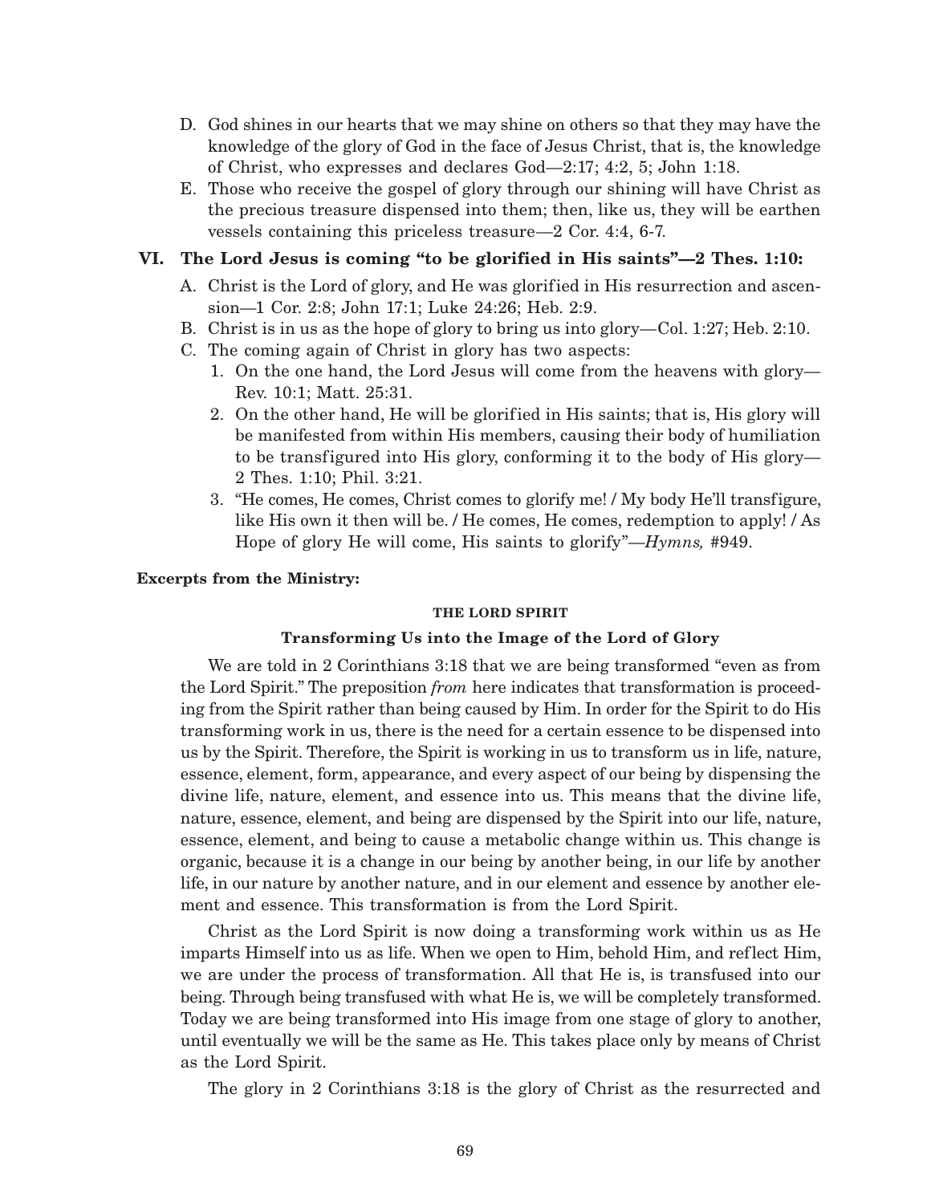D. God shines in our hearts that we may shine on others so that they may have the knowledge of the glory of God in the face of Jesus Christ, that is, the knowledge of Christ, who expresses and declares God—2:17; 4:2, 5; John 1:18.

E. Those who receive the gospel of glory through our shining will have Christ as the precious treasure dispensed into them; then, like us, they will be earthen vessels containing this priceless treasure—2 Cor. 4:4, 6-7.

### VI. The Lord Jesus is coming "to be glorified in His saints"—2 Thes. 1:10:

A. Christ is the Lord of glory, and He was glorified in His resurrection and ascension—1 Cor. 2:8; John 17:1; Luke 24:26; Heb. 2:9.

B. Christ is in us as the hope of glory to bring us into glory—Col. 1:27; Heb. 2:10.

C. The coming again of Christ in glory has two aspects:

1. On the one hand, the Lord Jesus will come from the heavens with glory—Rev. 10:1; Matt. 25:31.
2. On the other hand, He will be glorified in His saints; that is, His glory will be manifested from within His members, causing their body of humiliation to be transfigured into His glory, conforming it to the body of His glory—2 Thes. 1:10; Phil. 3:21.
3. "He comes, He comes, Christ comes to glorify me! / My body He'll transfigure, like His own it then will be. / He comes, He comes, redemption to apply! / As Hope of glory He will come, His saints to glorify"—*Hymns,* #949.

**Excerpts from the Ministry:**

#### THE LORD SPIRIT

#### Transforming Us into the Image of the Lord of Glory

We are told in 2 Corinthians 3:18 that we are being transformed "even as from the Lord Spirit." The preposition *from* here indicates that transformation is proceeding from the Spirit rather than being caused by Him. In order for the Spirit to do His transforming work in us, there is the need for a certain essence to be dispensed into us by the Spirit. Therefore, the Spirit is working in us to transform us in life, nature, essence, element, form, appearance, and every aspect of our being by dispensing the divine life, nature, element, and essence into us. This means that the divine life, nature, essence, element, and being are dispensed by the Spirit into our life, nature, essence, element, and being to cause a metabolic change within us. This change is organic, because it is a change in our being by another being, in our life by another life, in our nature by another nature, and in our element and essence by another element and essence. This transformation is from the Lord Spirit.

Christ as the Lord Spirit is now doing a transforming work within us as He imparts Himself into us as life. When we open to Him, behold Him, and reflect Him, we are under the process of transformation. All that He is, is transfused into our being. Through being transfused with what He is, we will be completely transformed. Today we are being transformed into His image from one stage of glory to another, until eventually we will be the same as He. This takes place only by means of Christ as the Lord Spirit.

The glory in 2 Corinthians 3:18 is the glory of Christ as the resurrected and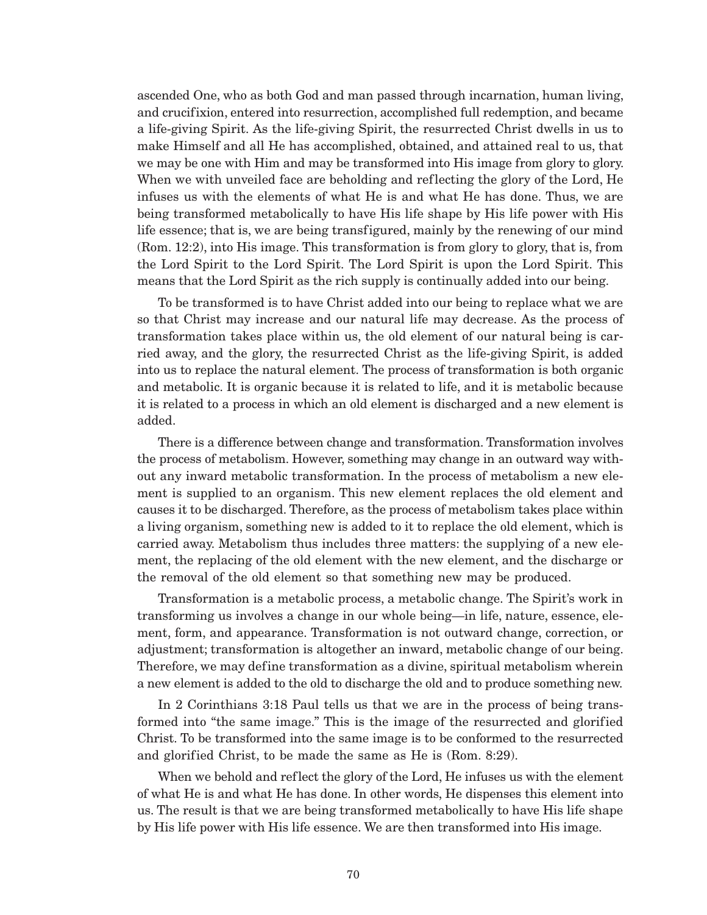ascended One, who as both God and man passed through incarnation, human living, and crucifixion, entered into resurrection, accomplished full redemption, and became a life-giving Spirit. As the life-giving Spirit, the resurrected Christ dwells in us to make Himself and all He has accomplished, obtained, and attained real to us, that we may be one with Him and may be transformed into His image from glory to glory. When we with unveiled face are beholding and reflecting the glory of the Lord, He infuses us with the elements of what He is and what He has done. Thus, we are being transformed metabolically to have His life shape by His life power with His life essence; that is, we are being transfigured, mainly by the renewing of our mind (Rom. 12:2), into His image. This transformation is from glory to glory, that is, from the Lord Spirit to the Lord Spirit. The Lord Spirit is upon the Lord Spirit. This means that the Lord Spirit as the rich supply is continually added into our being.

To be transformed is to have Christ added into our being to replace what we are so that Christ may increase and our natural life may decrease. As the process of transformation takes place within us, the old element of our natural being is carried away, and the glory, the resurrected Christ as the life-giving Spirit, is added into us to replace the natural element. The process of transformation is both organic and metabolic. It is organic because it is related to life, and it is metabolic because it is related to a process in which an old element is discharged and a new element is added.

There is a difference between change and transformation. Transformation involves the process of metabolism. However, something may change in an outward way without any inward metabolic transformation. In the process of metabolism a new element is supplied to an organism. This new element replaces the old element and causes it to be discharged. Therefore, as the process of metabolism takes place within a living organism, something new is added to it to replace the old element, which is carried away. Metabolism thus includes three matters: the supplying of a new element, the replacing of the old element with the new element, and the discharge or the removal of the old element so that something new may be produced.

Transformation is a metabolic process, a metabolic change. The Spirit's work in transforming us involves a change in our whole being—in life, nature, essence, element, form, and appearance. Transformation is not outward change, correction, or adjustment; transformation is altogether an inward, metabolic change of our being. Therefore, we may define transformation as a divine, spiritual metabolism wherein a new element is added to the old to discharge the old and to produce something new.

In 2 Corinthians 3:18 Paul tells us that we are in the process of being transformed into "the same image." This is the image of the resurrected and glorified Christ. To be transformed into the same image is to be conformed to the resurrected and glorified Christ, to be made the same as He is (Rom. 8:29).

When we behold and reflect the glory of the Lord, He infuses us with the element of what He is and what He has done. In other words, He dispenses this element into us. The result is that we are being transformed metabolically to have His life shape by His life power with His life essence. We are then transformed into His image.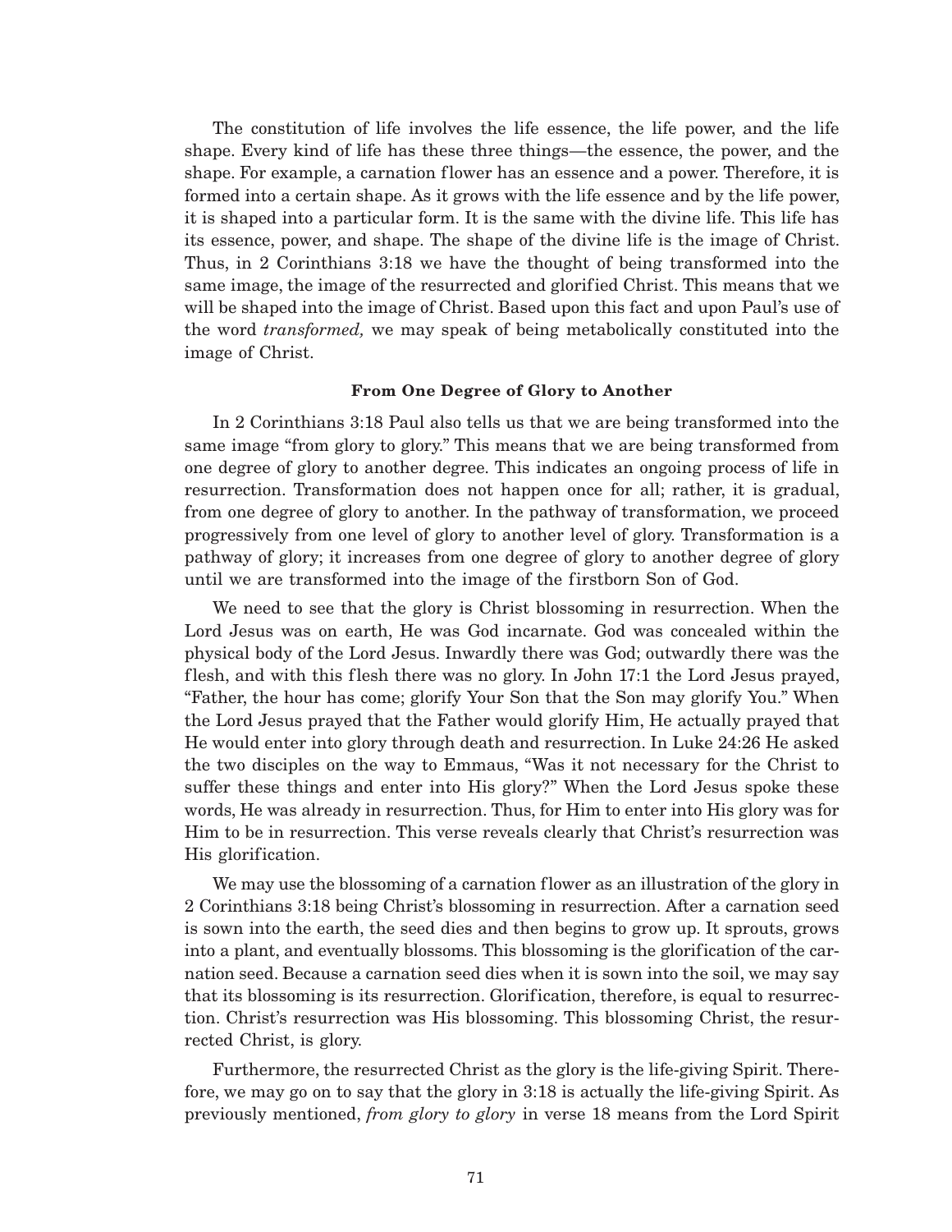The constitution of life involves the life essence, the life power, and the life shape. Every kind of life has these three things—the essence, the power, and the shape. For example, a carnation flower has an essence and a power. Therefore, it is formed into a certain shape. As it grows with the life essence and by the life power, it is shaped into a particular form. It is the same with the divine life. This life has its essence, power, and shape. The shape of the divine life is the image of Christ. Thus, in 2 Corinthians 3:18 we have the thought of being transformed into the same image, the image of the resurrected and glorified Christ. This means that we will be shaped into the image of Christ. Based upon this fact and upon Paul's use of the word *transformed,* we may speak of being metabolically constituted into the image of Christ.

#### From One Degree of Glory to Another

In 2 Corinthians 3:18 Paul also tells us that we are being transformed into the same image "from glory to glory." This means that we are being transformed from one degree of glory to another degree. This indicates an ongoing process of life in resurrection. Transformation does not happen once for all; rather, it is gradual, from one degree of glory to another. In the pathway of transformation, we proceed progressively from one level of glory to another level of glory. Transformation is a pathway of glory; it increases from one degree of glory to another degree of glory until we are transformed into the image of the firstborn Son of God.

We need to see that the glory is Christ blossoming in resurrection. When the Lord Jesus was on earth, He was God incarnate. God was concealed within the physical body of the Lord Jesus. Inwardly there was God; outwardly there was the flesh, and with this flesh there was no glory. In John 17:1 the Lord Jesus prayed, "Father, the hour has come; glorify Your Son that the Son may glorify You." When the Lord Jesus prayed that the Father would glorify Him, He actually prayed that He would enter into glory through death and resurrection. In Luke 24:26 He asked the two disciples on the way to Emmaus, "Was it not necessary for the Christ to suffer these things and enter into His glory?" When the Lord Jesus spoke these words, He was already in resurrection. Thus, for Him to enter into His glory was for Him to be in resurrection. This verse reveals clearly that Christ's resurrection was His glorification.

We may use the blossoming of a carnation flower as an illustration of the glory in 2 Corinthians 3:18 being Christ's blossoming in resurrection. After a carnation seed is sown into the earth, the seed dies and then begins to grow up. It sprouts, grows into a plant, and eventually blossoms. This blossoming is the glorification of the carnation seed. Because a carnation seed dies when it is sown into the soil, we may say that its blossoming is its resurrection. Glorification, therefore, is equal to resurrection. Christ's resurrection was His blossoming. This blossoming Christ, the resurrected Christ, is glory.

Furthermore, the resurrected Christ as the glory is the life-giving Spirit. Therefore, we may go on to say that the glory in 3:18 is actually the life-giving Spirit. As previously mentioned, *from glory to glory* in verse 18 means from the Lord Spirit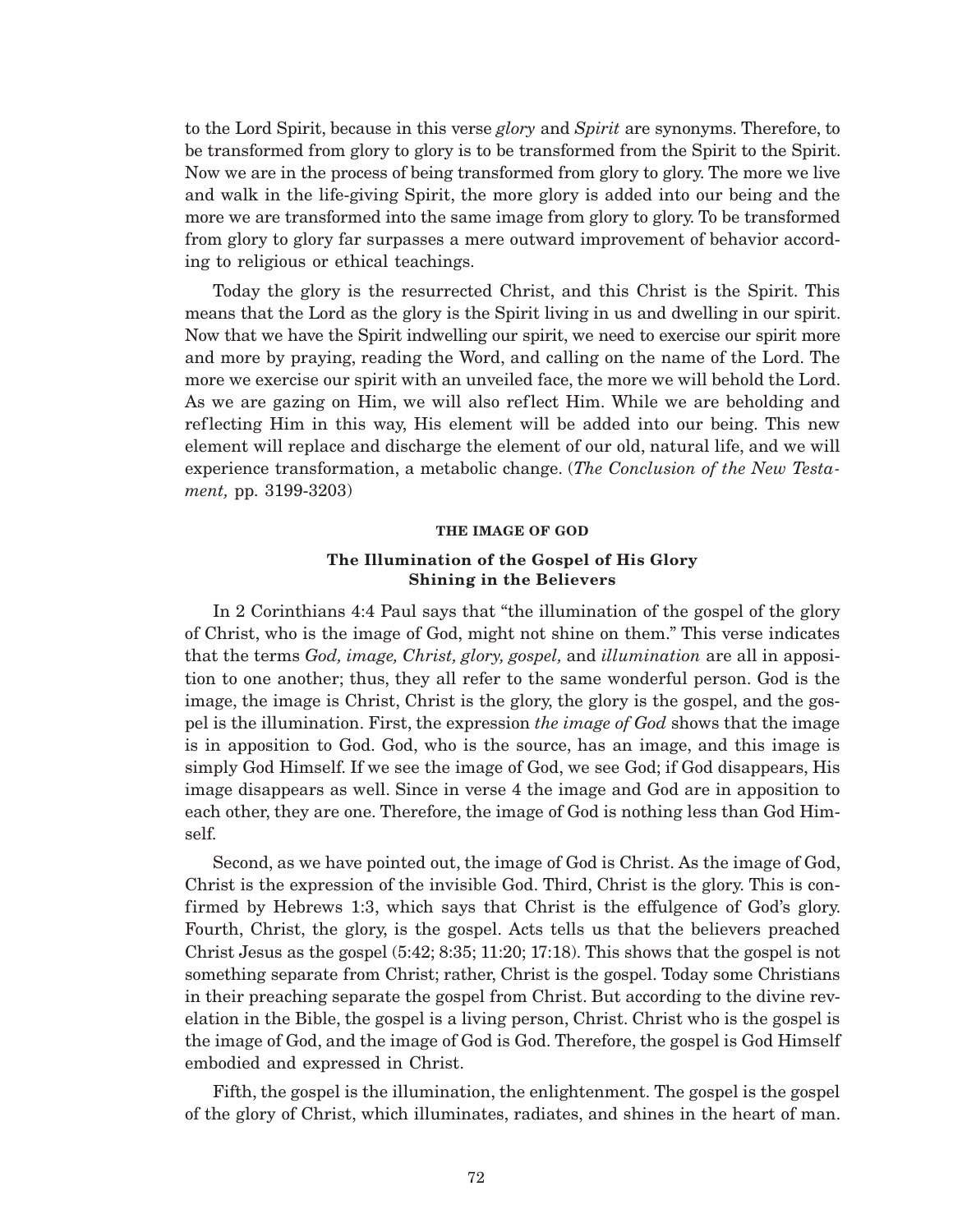to the Lord Spirit, because in this verse *glory* and *Spirit* are synonyms. Therefore, to be transformed from glory to glory is to be transformed from the Spirit to the Spirit. Now we are in the process of being transformed from glory to glory. The more we live and walk in the life-giving Spirit, the more glory is added into our being and the more we are transformed into the same image from glory to glory. To be transformed from glory to glory far surpasses a mere outward improvement of behavior according to religious or ethical teachings.

Today the glory is the resurrected Christ, and this Christ is the Spirit. This means that the Lord as the glory is the Spirit living in us and dwelling in our spirit. Now that we have the Spirit indwelling our spirit, we need to exercise our spirit more and more by praying, reading the Word, and calling on the name of the Lord. The more we exercise our spirit with an unveiled face, the more we will behold the Lord. As we are gazing on Him, we will also reflect Him. While we are beholding and reflecting Him in this way, His element will be added into our being. This new element will replace and discharge the element of our old, natural life, and we will experience transformation, a metabolic change. (*The Conclusion of the New Testament,* pp. 3199-3203)

#### THE IMAGE OF GOD

### The Illumination of the Gospel of His Glory Shining in the Believers

In 2 Corinthians 4:4 Paul says that "the illumination of the gospel of the glory of Christ, who is the image of God, might not shine on them." This verse indicates that the terms *God, image, Christ, glory, gospel,* and *illumination* are all in apposition to one another; thus, they all refer to the same wonderful person. God is the image, the image is Christ, Christ is the glory, the glory is the gospel, and the gospel is the illumination. First, the expression *the image of God* shows that the image is in apposition to God. God, who is the source, has an image, and this image is simply God Himself. If we see the image of God, we see God; if God disappears, His image disappears as well. Since in verse 4 the image and God are in apposition to each other, they are one. Therefore, the image of God is nothing less than God Himself.

Second, as we have pointed out, the image of God is Christ. As the image of God, Christ is the expression of the invisible God. Third, Christ is the glory. This is confirmed by Hebrews 1:3, which says that Christ is the effulgence of God's glory. Fourth, Christ, the glory, is the gospel. Acts tells us that the believers preached Christ Jesus as the gospel (5:42; 8:35; 11:20; 17:18). This shows that the gospel is not something separate from Christ; rather, Christ is the gospel. Today some Christians in their preaching separate the gospel from Christ. But according to the divine revelation in the Bible, the gospel is a living person, Christ. Christ who is the gospel is the image of God, and the image of God is God. Therefore, the gospel is God Himself embodied and expressed in Christ.

Fifth, the gospel is the illumination, the enlightenment. The gospel is the gospel of the glory of Christ, which illuminates, radiates, and shines in the heart of man.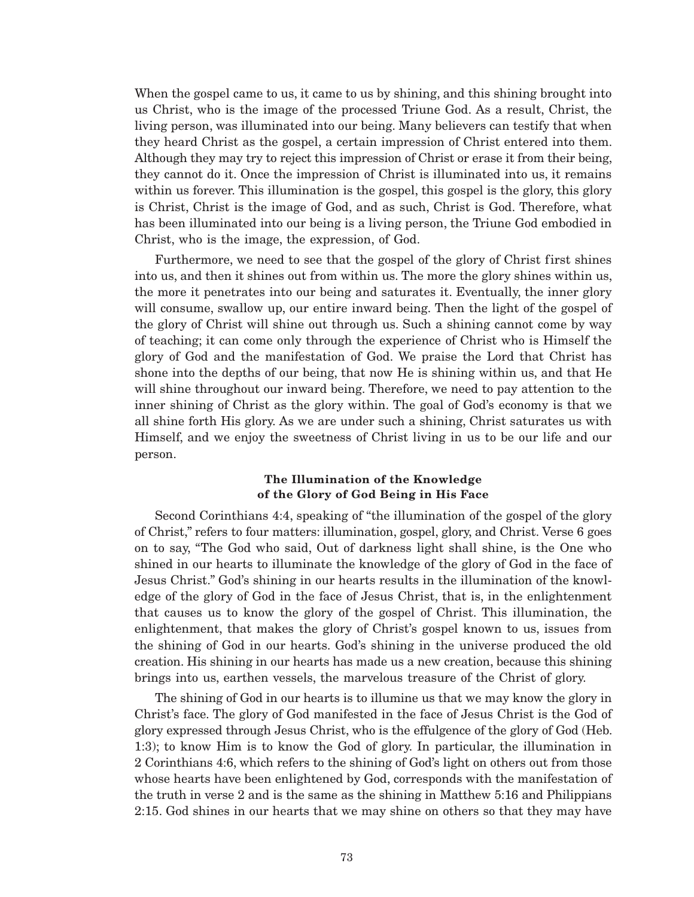When the gospel came to us, it came to us by shining, and this shining brought into us Christ, who is the image of the processed Triune God. As a result, Christ, the living person, was illuminated into our being. Many believers can testify that when they heard Christ as the gospel, a certain impression of Christ entered into them. Although they may try to reject this impression of Christ or erase it from their being, they cannot do it. Once the impression of Christ is illuminated into us, it remains within us forever. This illumination is the gospel, this gospel is the glory, this glory is Christ, Christ is the image of God, and as such, Christ is God. Therefore, what has been illuminated into our being is a living person, the Triune God embodied in Christ, who is the image, the expression, of God.

Furthermore, we need to see that the gospel of the glory of Christ first shines into us, and then it shines out from within us. The more the glory shines within us, the more it penetrates into our being and saturates it. Eventually, the inner glory will consume, swallow up, our entire inward being. Then the light of the gospel of the glory of Christ will shine out through us. Such a shining cannot come by way of teaching; it can come only through the experience of Christ who is Himself the glory of God and the manifestation of God. We praise the Lord that Christ has shone into the depths of our being, that now He is shining within us, and that He will shine throughout our inward being. Therefore, we need to pay attention to the inner shining of Christ as the glory within. The goal of God's economy is that we all shine forth His glory. As we are under such a shining, Christ saturates us with Himself, and we enjoy the sweetness of Christ living in us to be our life and our person.

**The Illumination of the Knowledge of the Glory of God Being in His Face**

Second Corinthians 4:4, speaking of "the illumination of the gospel of the glory of Christ," refers to four matters: illumination, gospel, glory, and Christ. Verse 6 goes on to say, "The God who said, Out of darkness light shall shine, is the One who shined in our hearts to illuminate the knowledge of the glory of God in the face of Jesus Christ." God's shining in our hearts results in the illumination of the knowledge of the glory of God in the face of Jesus Christ, that is, in the enlightenment that causes us to know the glory of the gospel of Christ. This illumination, the enlightenment, that makes the glory of Christ's gospel known to us, issues from the shining of God in our hearts. God's shining in the universe produced the old creation. His shining in our hearts has made us a new creation, because this shining brings into us, earthen vessels, the marvelous treasure of the Christ of glory.

The shining of God in our hearts is to illumine us that we may know the glory in Christ's face. The glory of God manifested in the face of Jesus Christ is the God of glory expressed through Jesus Christ, who is the effulgence of the glory of God (Heb. 1:3); to know Him is to know the God of glory. In particular, the illumination in 2 Corinthians 4:6, which refers to the shining of God's light on others out from those whose hearts have been enlightened by God, corresponds with the manifestation of the truth in verse 2 and is the same as the shining in Matthew 5:16 and Philippians 2:15. God shines in our hearts that we may shine on others so that they may have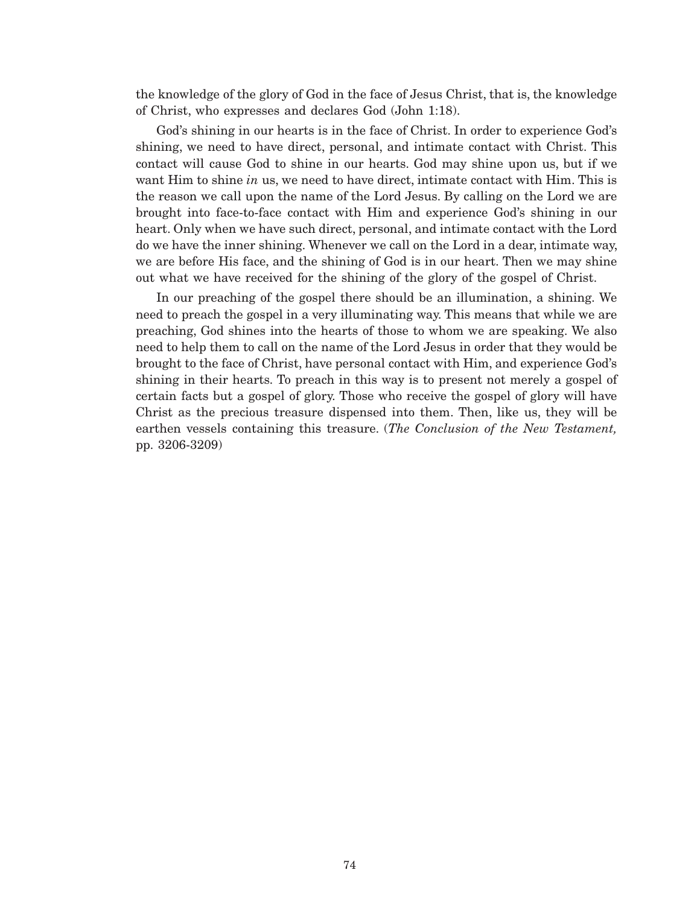the knowledge of the glory of God in the face of Jesus Christ, that is, the knowledge of Christ, who expresses and declares God (John 1:18).

God's shining in our hearts is in the face of Christ. In order to experience God's shining, we need to have direct, personal, and intimate contact with Christ. This contact will cause God to shine in our hearts. God may shine upon us, but if we want Him to shine *in* us, we need to have direct, intimate contact with Him. This is the reason we call upon the name of the Lord Jesus. By calling on the Lord we are brought into face-to-face contact with Him and experience God's shining in our heart. Only when we have such direct, personal, and intimate contact with the Lord do we have the inner shining. Whenever we call on the Lord in a dear, intimate way, we are before His face, and the shining of God is in our heart. Then we may shine out what we have received for the shining of the glory of the gospel of Christ.

In our preaching of the gospel there should be an illumination, a shining. We need to preach the gospel in a very illuminating way. This means that while we are preaching, God shines into the hearts of those to whom we are speaking. We also need to help them to call on the name of the Lord Jesus in order that they would be brought to the face of Christ, have personal contact with Him, and experience God's shining in their hearts. To preach in this way is to present not merely a gospel of certain facts but a gospel of glory. Those who receive the gospel of glory will have Christ as the precious treasure dispensed into them. Then, like us, they will be earthen vessels containing this treasure. (*The Conclusion of the New Testament,* pp. 3206-3209)